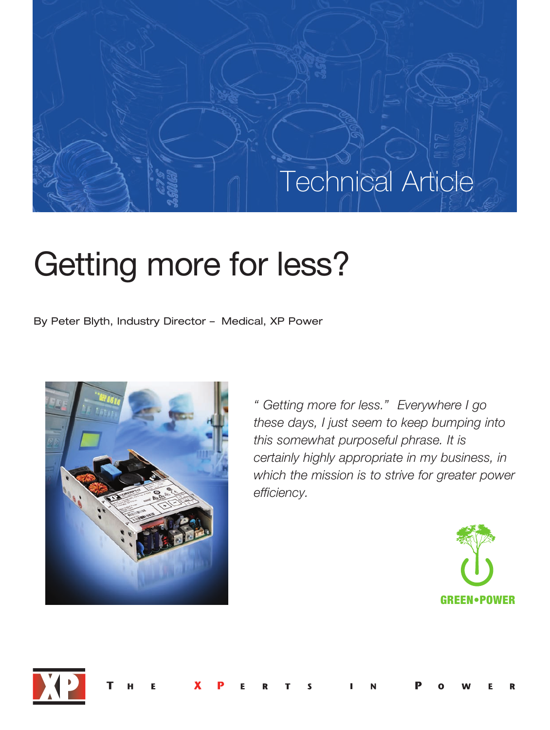Technical Article

# Getting more for less?

By Peter Blyth, Industry Director – Medical, XP Power

*" Getting more for less." Everywhere I go these days, I just seem to keep bumping into this somewhat purposeful phrase. It is certainly highly appropriate in my business, in which the mission is to strive for greater power efficiency.*

GREEN•POWER

THE XPERTS IN POWER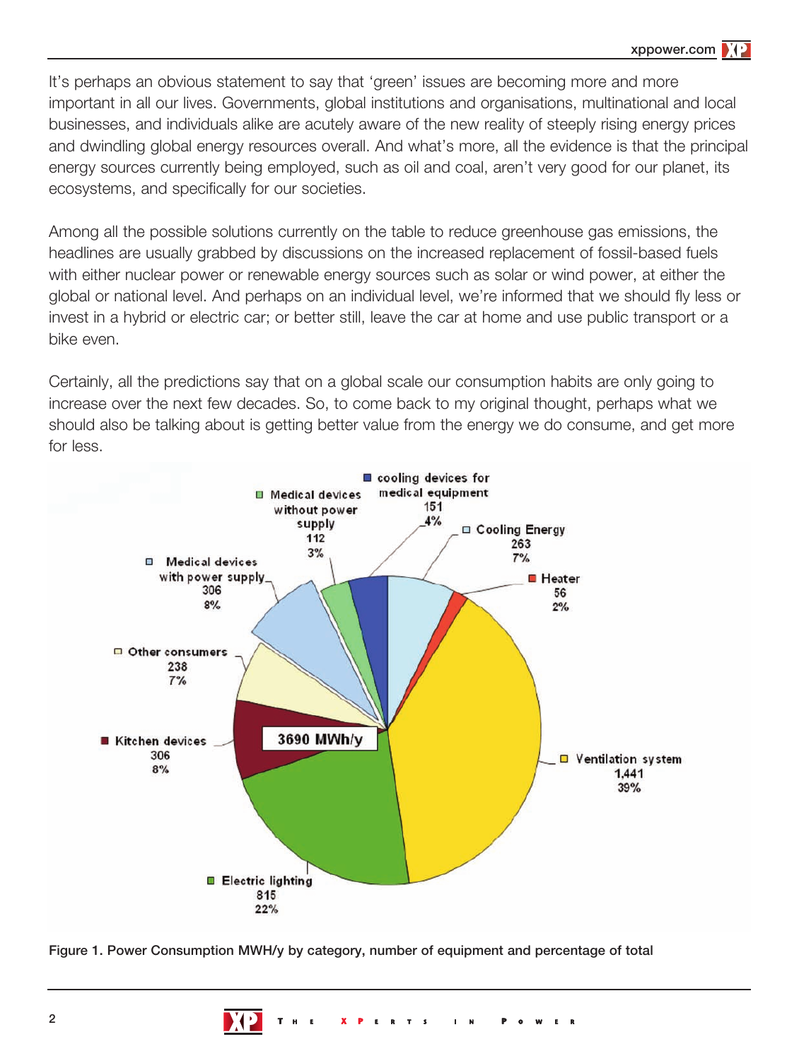It's perhaps an obvious statement to say that 'green' issues are becoming more and more important in all our lives. Governments, global institutions and organisations, multinational and local businesses, and individuals alike are acutely aware of the new reality of steeply rising energy prices and dwindling global energy resources overall. And what's more, all the evidence is that the principal energy sources currently being employed, such as oil and coal, aren't very good for our planet, its ecosystems, and specifically for our societies.

Among all the possible solutions currently on the table to reduce greenhouse gas emissions, the headlines are usually grabbed by discussions on the increased replacement of fossil-based fuels with either nuclear power or renewable energy sources such as solar or wind power, at either the global or national level. And perhaps on an individual level, we're informed that we should fly less or invest in a hybrid or electric car; or better still, leave the car at home and use public transport or a bike even.

Certainly, all the predictions say that on a global scale our consumption habits are only going to increase over the next few decades. So, to come back to my original thought, perhaps what we should also be talking about is getting better value from the energy we do consume, and get more for less.

| Category | MWh/y | Percentage |
|---|---|---|
| Ventilation system | 1,441 | 39% |
| Electric lighting | 815 | 22% |
| Kitchen devices | 306 | 8% |
| Other consumers | 238 | 7% |
| Medical devices with power supply | 306 | 8% |
| Medical devices without power supply | 112 | 3% |
| cooling devices for medical equipment | 151 | 4% |
| Cooling Energy | 263 | 7% |
| Heater | 56 | 2% |
| Total | 3690 MWh/y | |

Figure 1. Power Consumption MWH/y by category, number of equipment and percentage of total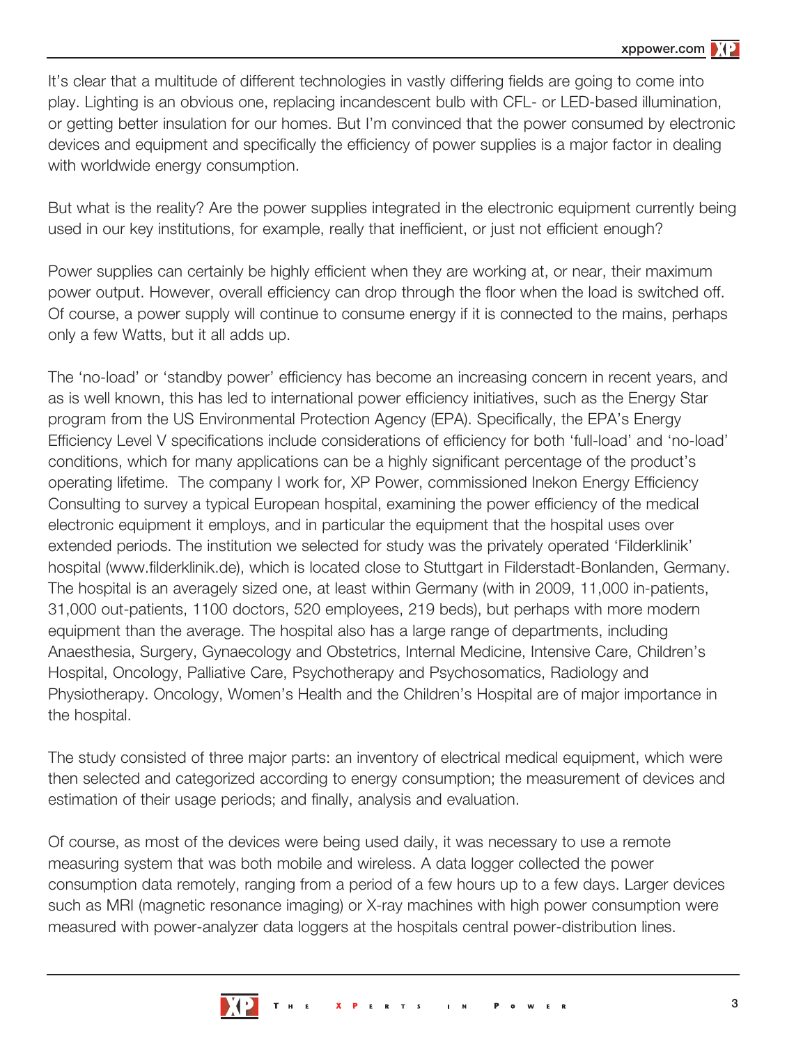It's clear that a multitude of different technologies in vastly differing fields are going to come into play. Lighting is an obvious one, replacing incandescent bulb with CFL- or LED-based illumination, or getting better insulation for our homes. But I'm convinced that the power consumed by electronic devices and equipment and specifically the efficiency of power supplies is a major factor in dealing with worldwide energy consumption.

But what is the reality? Are the power supplies integrated in the electronic equipment currently being used in our key institutions, for example, really that inefficient, or just not efficient enough?

Power supplies can certainly be highly efficient when they are working at, or near, their maximum power output. However, overall efficiency can drop through the floor when the load is switched off. Of course, a power supply will continue to consume energy if it is connected to the mains, perhaps only a few Watts, but it all adds up.

The 'no-load' or 'standby power' efficiency has become an increasing concern in recent years, and as is well known, this has led to international power efficiency initiatives, such as the Energy Star program from the US Environmental Protection Agency (EPA). Specifically, the EPA's Energy Efficiency Level V specifications include considerations of efficiency for both 'full-load' and 'no-load' conditions, which for many applications can be a highly significant percentage of the product's operating lifetime. The company I work for, XP Power, commissioned Inekon Energy Efficiency Consulting to survey a typical European hospital, examining the power efficiency of the medical electronic equipment it employs, and in particular the equipment that the hospital uses over extended periods. The institution we selected for study was the privately operated 'Filderklinik' hospital (www.filderklinik.de), which is located close to Stuttgart in Filderstadt-Bonlanden, Germany. The hospital is an averagely sized one, at least within Germany (with in 2009, 11,000 in-patients, 31,000 out-patients, 1100 doctors, 520 employees, 219 beds), but perhaps with more modern equipment than the average. The hospital also has a large range of departments, including Anaesthesia, Surgery, Gynaecology and Obstetrics, Internal Medicine, Intensive Care, Children's Hospital, Oncology, Palliative Care, Psychotherapy and Psychosomatics, Radiology and Physiotherapy. Oncology, Women's Health and the Children's Hospital are of major importance in the hospital.

The study consisted of three major parts: an inventory of electrical medical equipment, which were then selected and categorized according to energy consumption; the measurement of devices and estimation of their usage periods; and finally, analysis and evaluation.

Of course, as most of the devices were being used daily, it was necessary to use a remote measuring system that was both mobile and wireless. A data logger collected the power consumption data remotely, ranging from a period of a few hours up to a few days. Larger devices such as MRI (magnetic resonance imaging) or X-ray machines with high power consumption were measured with power-analyzer data loggers at the hospitals central power-distribution lines.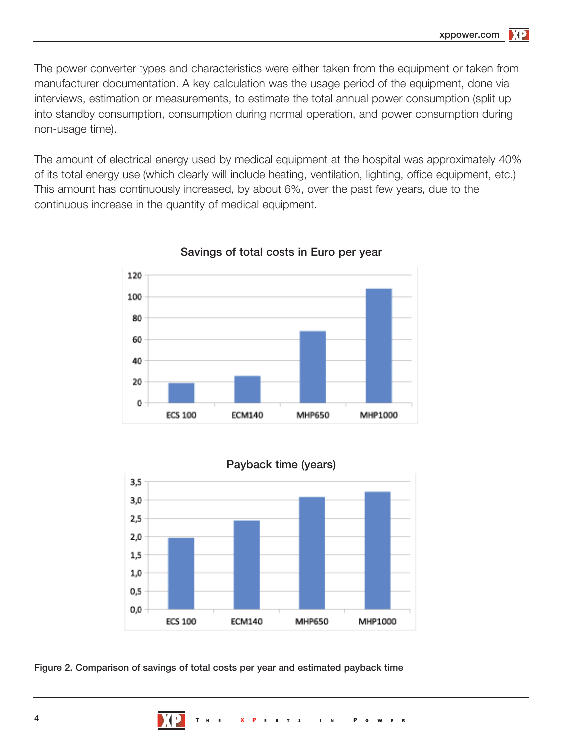The power converter types and characteristics were either taken from the equipment or taken from manufacturer documentation. A key calculation was the usage period of the equipment, done via interviews, estimation or measurements, to estimate the total annual power consumption (split up into standby consumption, consumption during normal operation, and power consumption during non-usage time).

The amount of electrical energy used by medical equipment at the hospital was approximately 40% of its total energy use (which clearly will include heating, ventilation, lighting, office equipment, etc.) This amount has continuously increased, by about 6%, over the past few years, due to the continuous increase in the quantity of medical equipment.

**Figure 2. Comparison of savings of total costs per year and estimated payback time**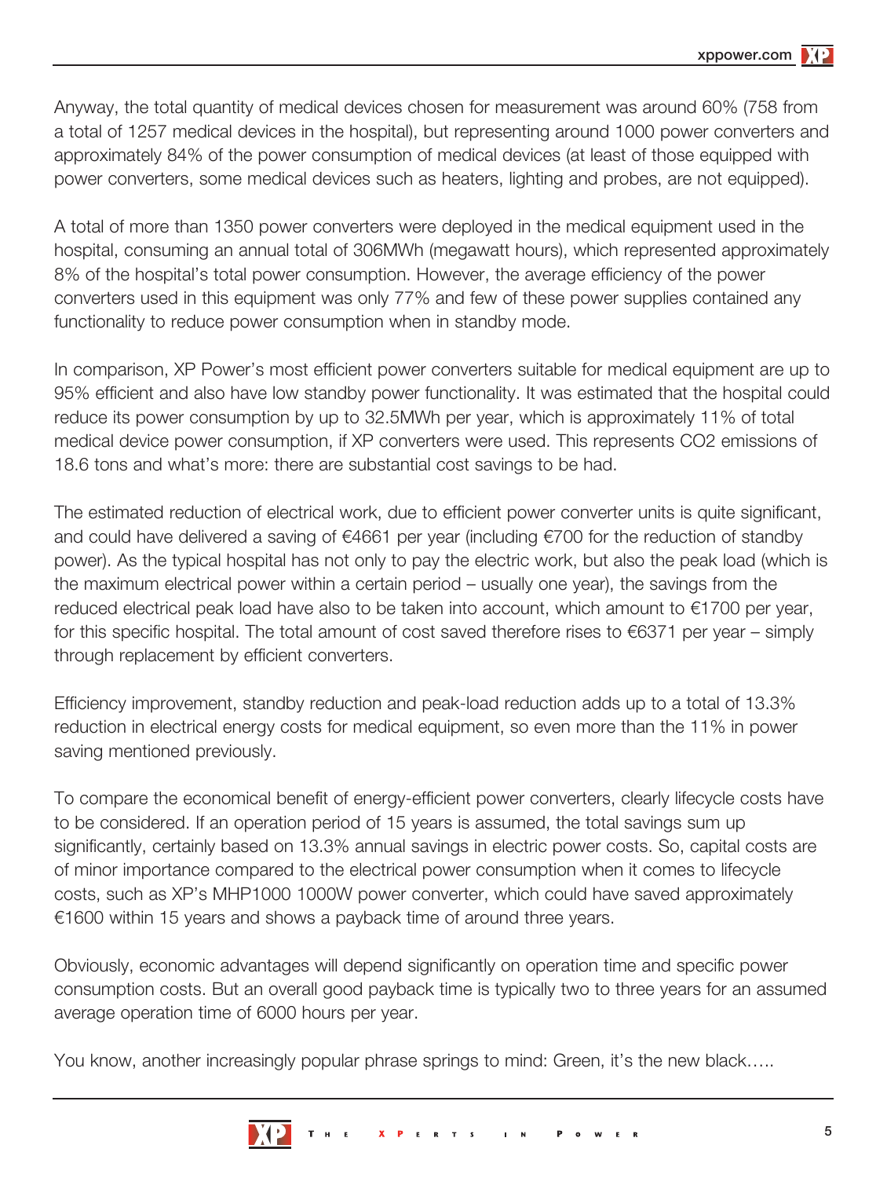Anyway, the total quantity of medical devices chosen for measurement was around 60% (758 from a total of 1257 medical devices in the hospital), but representing around 1000 power converters and approximately 84% of the power consumption of medical devices (at least of those equipped with power converters, some medical devices such as heaters, lighting and probes, are not equipped).

A total of more than 1350 power converters were deployed in the medical equipment used in the hospital, consuming an annual total of 306MWh (megawatt hours), which represented approximately 8% of the hospital's total power consumption. However, the average efficiency of the power converters used in this equipment was only 77% and few of these power supplies contained any functionality to reduce power consumption when in standby mode.

In comparison, XP Power's most efficient power converters suitable for medical equipment are up to 95% efficient and also have low standby power functionality. It was estimated that the hospital could reduce its power consumption by up to 32.5MWh per year, which is approximately 11% of total medical device power consumption, if XP converters were used. This represents $CO_2$ emissions of 18.6 tons and what's more: there are substantial cost savings to be had.

The estimated reduction of electrical work, due to efficient power converter units is quite significant, and could have delivered a saving of €4661 per year (including €700 for the reduction of standby power). As the typical hospital has not only to pay the electric work, but also the peak load (which is the maximum electrical power within a certain period – usually one year), the savings from the reduced electrical peak load have also to be taken into account, which amount to €1700 per year, for this specific hospital. The total amount of cost saved therefore rises to €6371 per year – simply through replacement by efficient converters.

Efficiency improvement, standby reduction and peak-load reduction adds up to a total of 13.3% reduction in electrical energy costs for medical equipment, so even more than the 11% in power saving mentioned previously.

To compare the economical benefit of energy-efficient power converters, clearly lifecycle costs have to be considered. If an operation period of 15 years is assumed, the total savings sum up significantly, certainly based on 13.3% annual savings in electric power costs. So, capital costs are of minor importance compared to the electrical power consumption when it comes to lifecycle costs, such as XP's MHP1000 1000W power converter, which could have saved approximately €1600 within 15 years and shows a payback time of around three years.

Obviously, economic advantages will depend significantly on operation time and specific power consumption costs. But an overall good payback time is typically two to three years for an assumed average operation time of 6000 hours per year.

You know, another increasingly popular phrase springs to mind: Green, it's the new black…..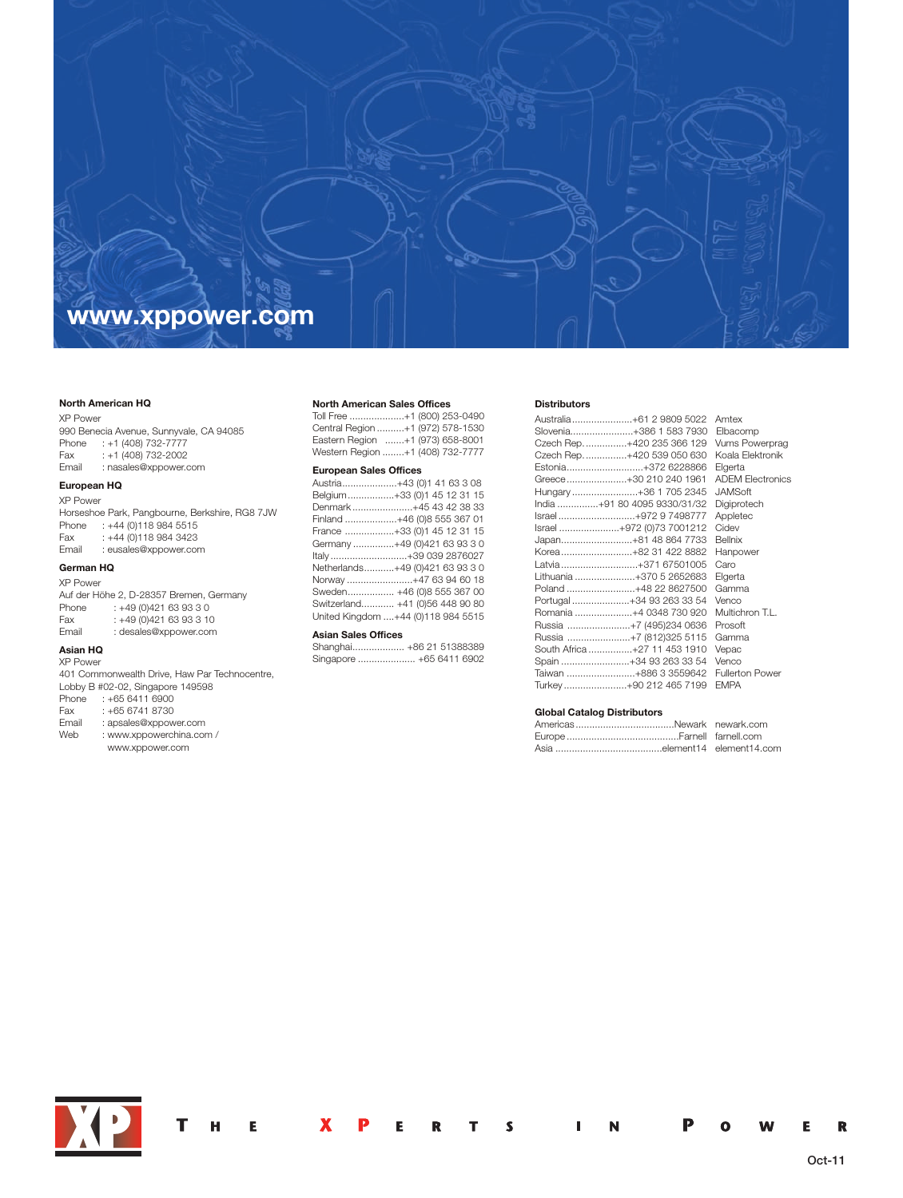www.xppower.com

### North American HQ

XP Power
990 Benecia Avenue, Sunnyvale, CA 94085
Phone : +1 (408) 732-7777
Fax : +1 (408) 732-2002
Email : nasales@xppower.com

### European HQ

XP Power
Horseshoe Park, Pangbourne, Berkshire, RG8 7JW
Phone : +44 (0)118 984 5515
Fax : +44 (0)118 984 3423
Email : eusales@xppower.com

### German HQ

XP Power
Auf der Höhe 2, D-28357 Bremen, Germany
Phone : +49 (0)421 63 93 3 0
Fax : +49 (0)421 63 93 3 10
Email : desales@xppower.com

### Asian HQ

XP Power
401 Commonwealth Drive, Haw Par Technocentre,
Lobby B #02-02, Singapore 149598
Phone : +65 6411 6900
Fax : +65 6741 8730
Email : apsales@xppower.com
Web : www.xppowerchina.com / www.xppower.com

### North American Sales Offices

Toll Free .....................+1 (800) 253-0490
Central Region ..........+1 (972) 578-1530
Eastern Region .......+1 (973) 658-8001
Western Region ........+1 (408) 732-7777

### European Sales Offices

Austria.....................+43 (0)1 41 63 3 08
Belgium.................+33 (0)1 45 12 31 15
Denmark......................+45 43 42 38 33
Finland ...................+46 (0)8 555 367 01
France ..................+33 (0)1 45 12 31 15
Germany ...............+49 (0)421 63 93 3 0
Italy ............................+39 039 2876027
Netherlands...........+49 (0)421 63 93 3 0
Norway ........................+47 63 94 60 18
Sweden................. +46 (0)8 555 367 00
Switzerland............ +41 (0)56 448 90 80
United Kingdom ....+44 (0)118 984 5515

### Asian Sales Offices

Shanghai................... +86 21 51388389
Singapore ..................... +65 6411 6902

### Distributors

| | | |
|---|---|---|
| Australia | +61 2 9809 5022 | Amtex |
| Slovenia | +386 1 583 7930 | Elbacomp |
| Czech Rep. | +420 235 366 129 | Vums Powerprag |
| Czech Rep. | +420 539 050 630 | Koala Elektronik |
| Estonia | +372 6228866 | Elgerta |
| Greece | +30 210 240 1961 | ADEM Electronics |
| Hungary | +36 1 705 2345 | JAMSoft |
| India | +91 80 4095 9330/31/32 | Digiprotech |
| Israel | +972 9 7498777 | Appletec |
| Israel | +972 (0)73 7001212 | Cidev |
| Japan | +81 48 864 7733 | Bellnix |
| Korea | +82 31 422 8882 | Hanpower |
| Latvia | +371 67501005 | Caro |
| Lithuania | +370 5 2652683 | Elgerta |
| Poland | +48 22 8627500 | Gamma |
| Portugal | +34 93 263 33 54 | Venco |
| Romania | +4 0348 730 920 | Multichron T.L. |
| Russia | +7 (495)234 0636 | Prosoft |
| Russia | +7 (812)325 5115 | Gamma |
| South Africa | +27 11 453 1910 | Vepac |
| Spain | +34 93 263 33 54 | Venco |
| Taiwan | +886 3 3559642 | Fullerton Power |
| Turkey | +90 212 465 7199 | EMPA |

### Global Catalog Distributors

| | | |
|---|---|---|
| Americas | Newark | newark.com |
| Europe | Farnell | farnell.com |
| Asia | element14 | element14.com |

THE XPERTS IN POWER

Oct-11